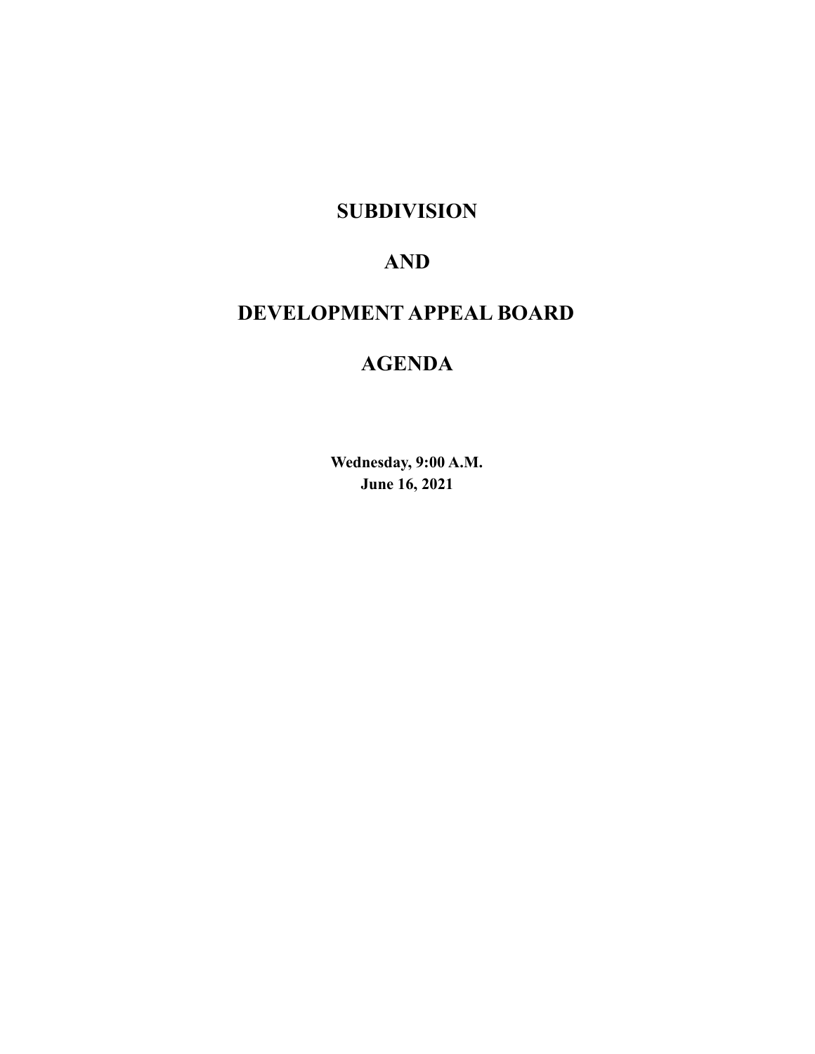# SUBDIVISION

# AND

# DEVELOPMENT APPEAL BOARD

# AGENDA

**Wednesday, 9:00 A.M.**
**June 16, 2021**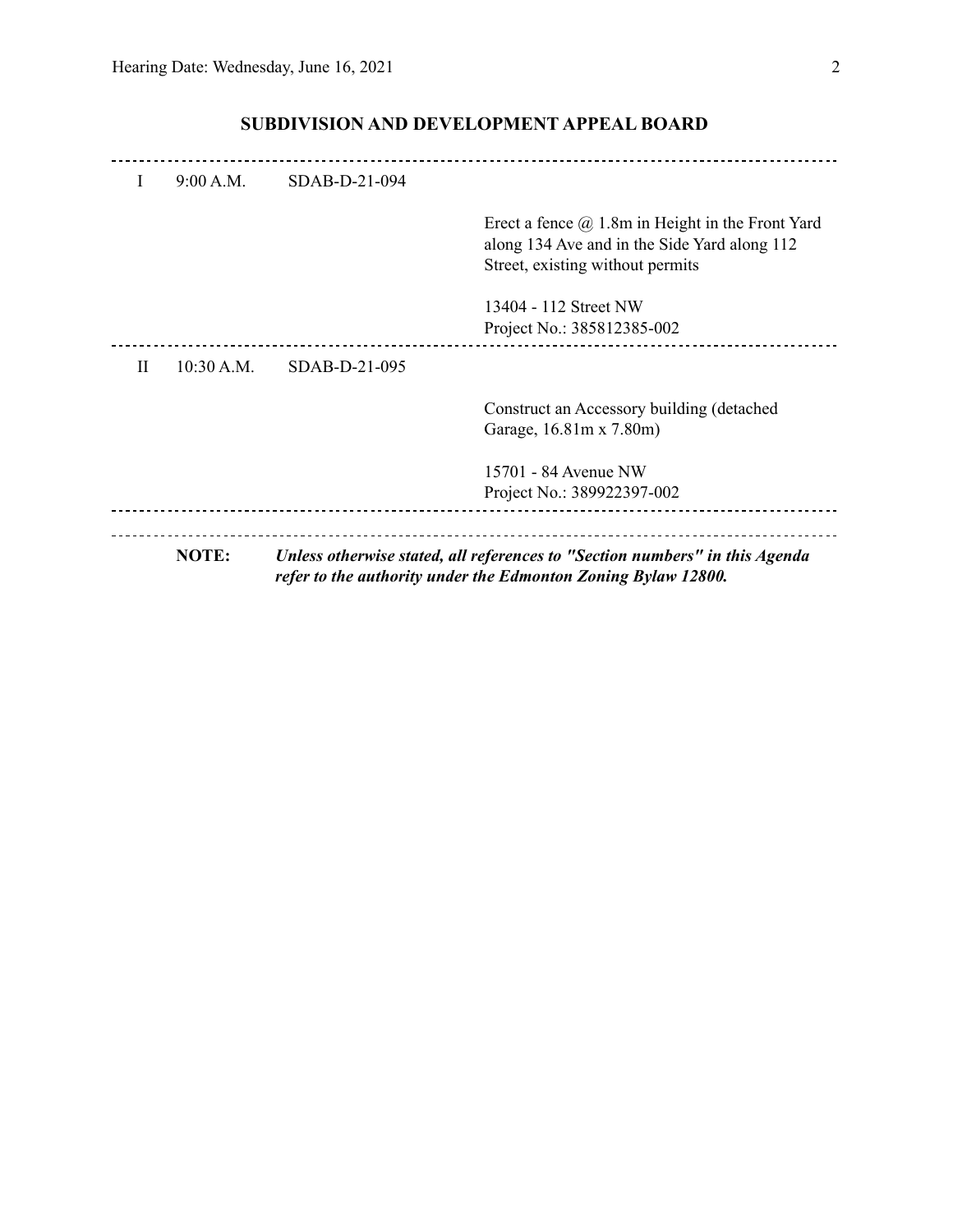## SUBDIVISION AND DEVELOPMENT APPEAL BOARD

---

I 9:00 A.M. SDAB-D-21-094

Erect a fence @ 1.8m in Height in the Front Yard along 134 Ave and in the Side Yard along 112 Street, existing without permits

13404 - 112 Street NW
Project No.: 385812385-002

---

II 10:30 A.M. SDAB-D-21-095

Construct an Accessory building (detached Garage, 16.81m x 7.80m)

15701 - 84 Avenue NW
Project No.: 389922397-002

---

**NOTE:** ***Unless otherwise stated, all references to "Section numbers" in this Agenda refer to the authority under the Edmonton Zoning Bylaw 12800.***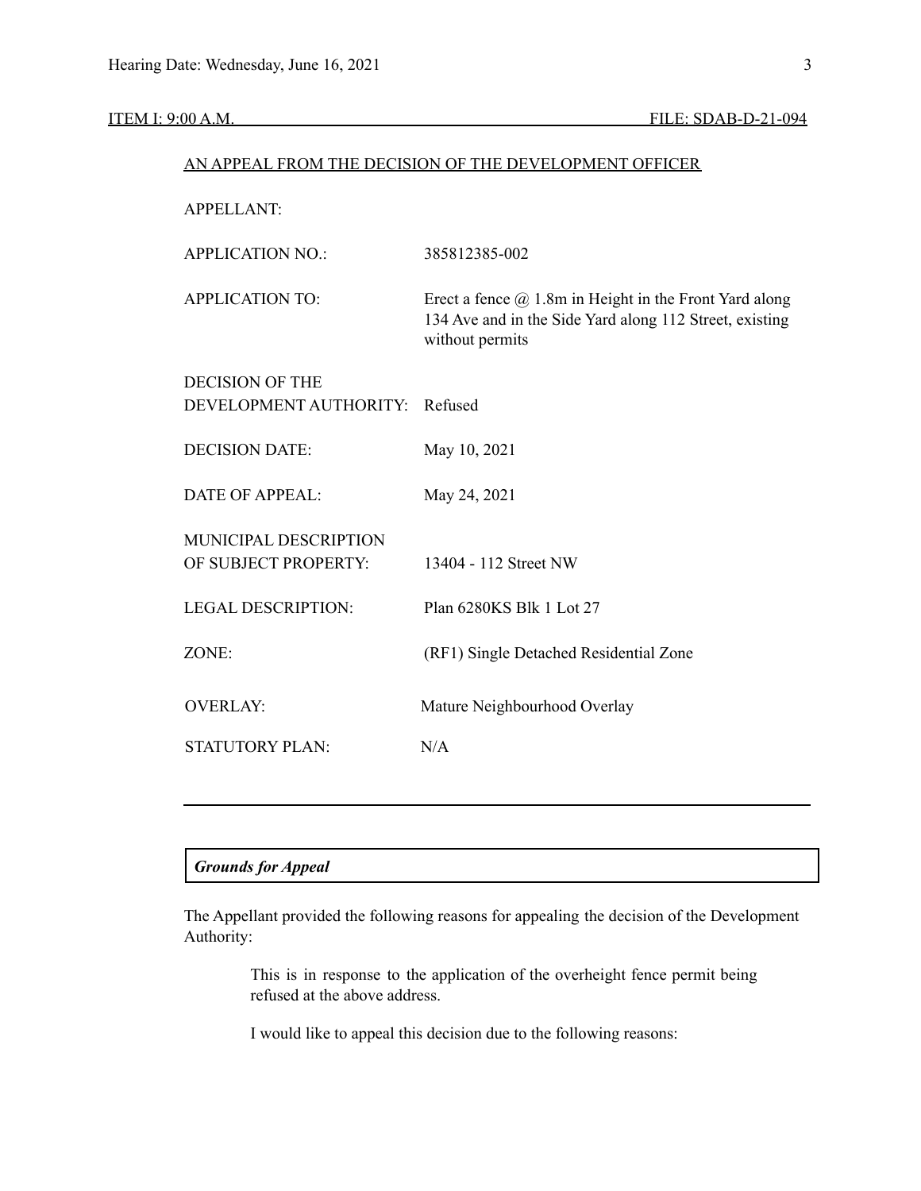ITEM I: 9:00 A.M. FILE: SDAB-D-21-094

AN APPEAL FROM THE DECISION OF THE DEVELOPMENT OFFICER

| | |
|---|---|
| APPELLANT: | |
| APPLICATION NO.: | 385812385-002 |
| APPLICATION TO: | Erect a fence @ 1.8m in Height in the Front Yard along 134 Ave and in the Side Yard along 112 Street, existing without permits |
| DECISION OF THE DEVELOPMENT AUTHORITY: | Refused |
| DECISION DATE: | May 10, 2021 |
| DATE OF APPEAL: | May 24, 2021 |
| MUNICIPAL DESCRIPTION OF SUBJECT PROPERTY: | 13404 - 112 Street NW |
| LEGAL DESCRIPTION: | Plan 6280KS Blk 1 Lot 27 |
| ZONE: | (RF1) Single Detached Residential Zone |
| OVERLAY: | Mature Neighbourhood Overlay |
| STATUTORY PLAN: | N/A |

---

***Grounds for Appeal***

The Appellant provided the following reasons for appealing the decision of the Development Authority:

> This is in response to the application of the overheight fence permit being refused at the above address.
>
> I would like to appeal this decision due to the following reasons: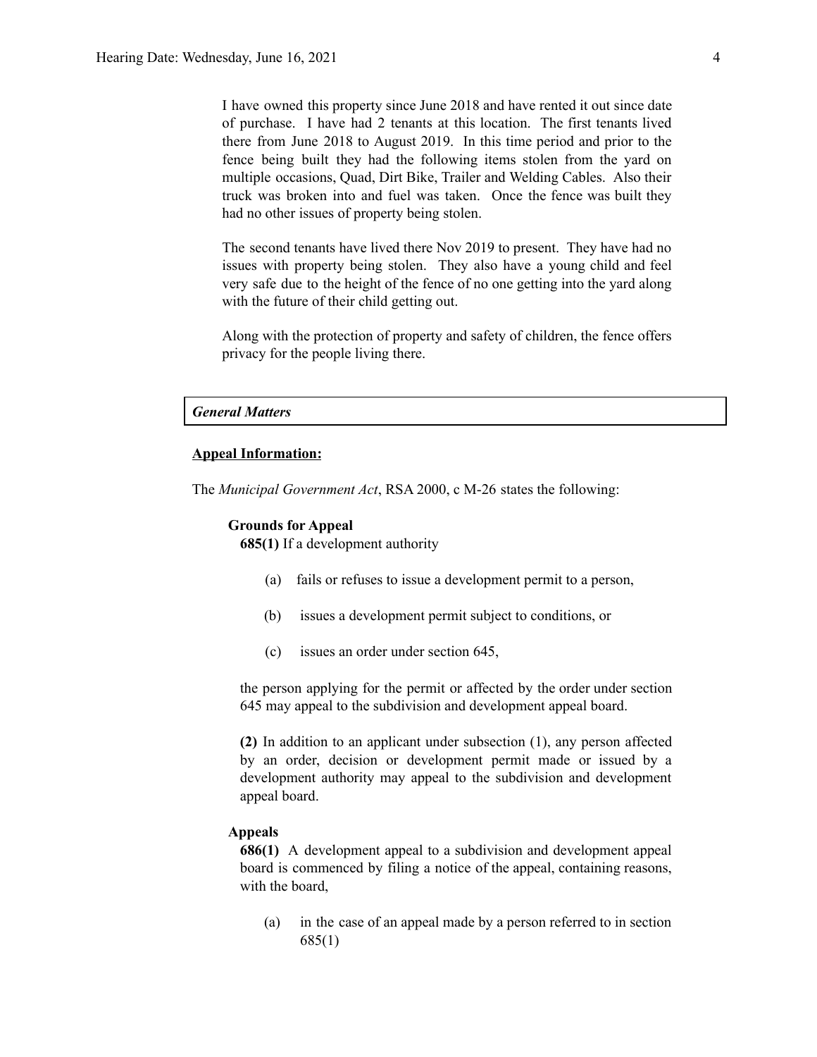I have owned this property since June 2018 and have rented it out since date of purchase. I have had 2 tenants at this location. The first tenants lived there from June 2018 to August 2019. In this time period and prior to the fence being built they had the following items stolen from the yard on multiple occasions, Quad, Dirt Bike, Trailer and Welding Cables. Also their truck was broken into and fuel was taken. Once the fence was built they had no other issues of property being stolen.

The second tenants have lived there Nov 2019 to present. They have had no issues with property being stolen. They also have a young child and feel very safe due to the height of the fence of no one getting into the yard along with the future of their child getting out.

Along with the protection of property and safety of children, the fence offers privacy for the people living there.

## *General Matters*

**Appeal Information:**

The *Municipal Government Act*, RSA 2000, c M-26 states the following:

**Grounds for Appeal**

**685(1)** If a development authority

(a) fails or refuses to issue a development permit to a person,

(b) issues a development permit subject to conditions, or

(c) issues an order under section 645,

the person applying for the permit or affected by the order under section 645 may appeal to the subdivision and development appeal board.

**(2)** In addition to an applicant under subsection (1), any person affected by an order, decision or development permit made or issued by a development authority may appeal to the subdivision and development appeal board.

**Appeals**

**686(1)** A development appeal to a subdivision and development appeal board is commenced by filing a notice of the appeal, containing reasons, with the board,

(a) in the case of an appeal made by a person referred to in section 685(1)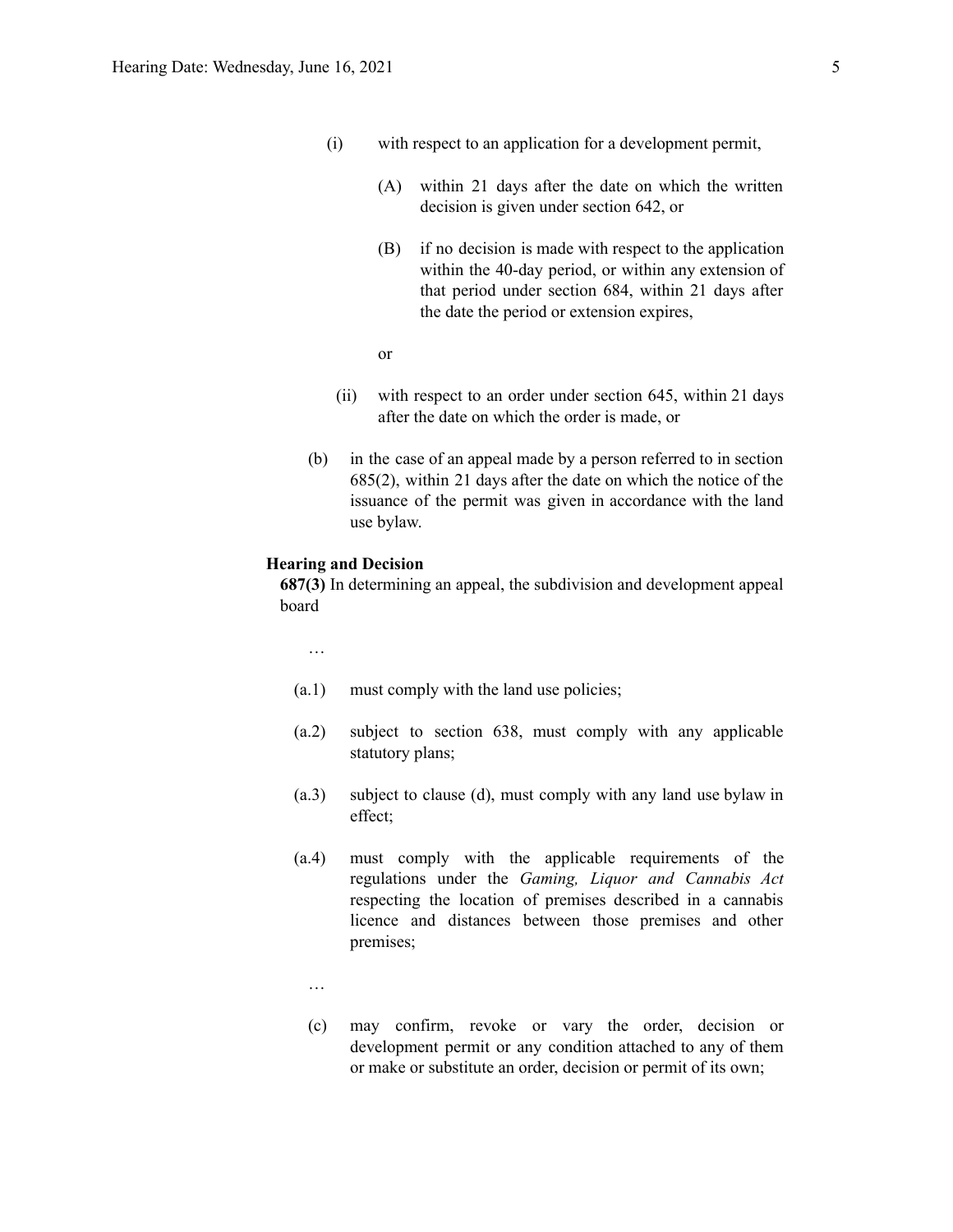(i) with respect to an application for a development permit,

(A) within 21 days after the date on which the written decision is given under section 642, or

(B) if no decision is made with respect to the application within the 40-day period, or within any extension of that period under section 684, within 21 days after the date the period or extension expires,

or

(ii) with respect to an order under section 645, within 21 days after the date on which the order is made, or

(b) in the case of an appeal made by a person referred to in section 685(2), within 21 days after the date on which the notice of the issuance of the permit was given in accordance with the land use bylaw.

**Hearing and Decision**

**687(3)** In determining an appeal, the subdivision and development appeal board

…

(a.1) must comply with the land use policies;

(a.2) subject to section 638, must comply with any applicable statutory plans;

(a.3) subject to clause (d), must comply with any land use bylaw in effect;

(a.4) must comply with the applicable requirements of the regulations under the *Gaming, Liquor and Cannabis Act* respecting the location of premises described in a cannabis licence and distances between those premises and other premises;

…

(c) may confirm, revoke or vary the order, decision or development permit or any condition attached to any of them or make or substitute an order, decision or permit of its own;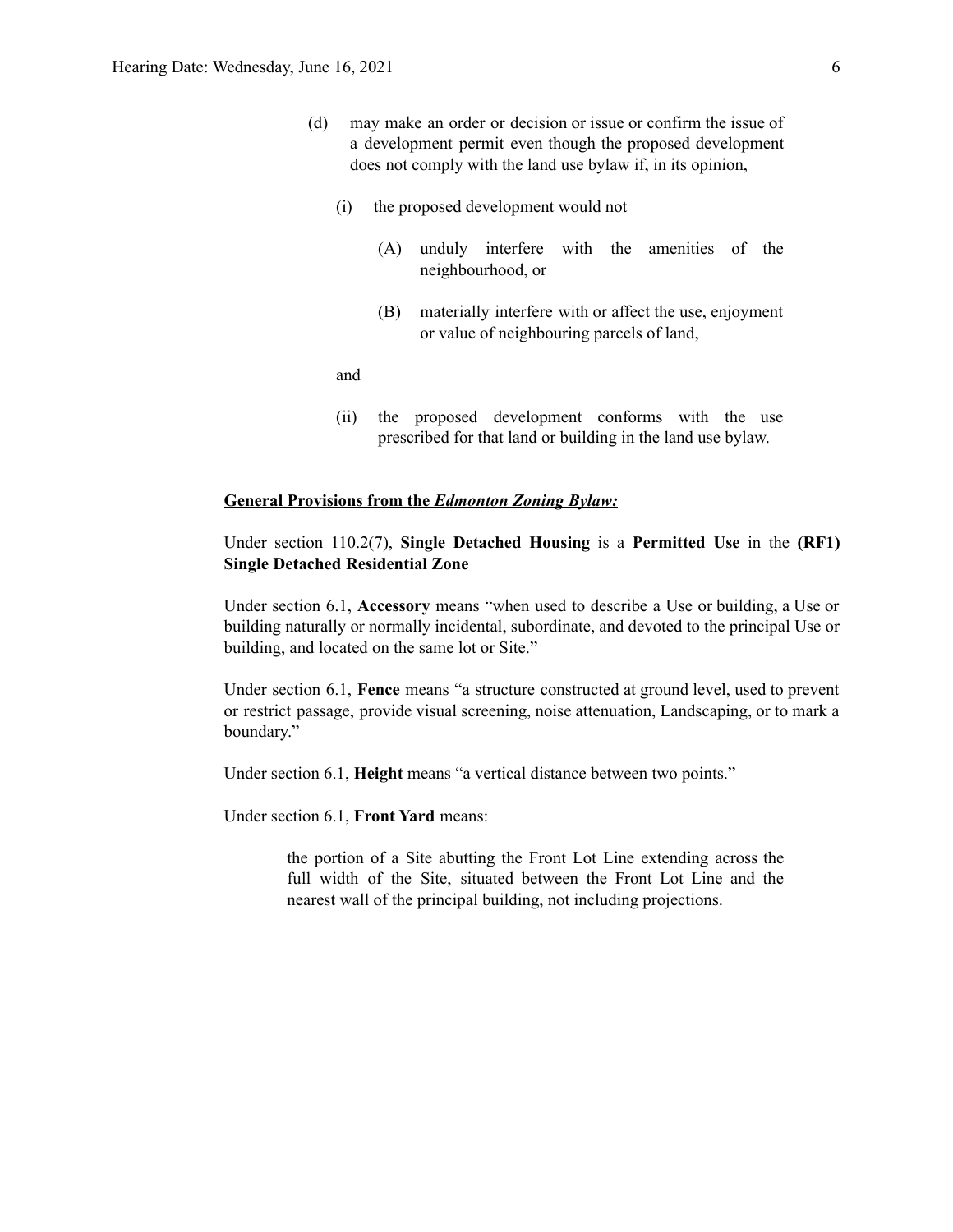(d) may make an order or decision or issue or confirm the issue of a development permit even though the proposed development does not comply with the land use bylaw if, in its opinion,

   (i) the proposed development would not

      (A) unduly interfere with the amenities of the neighbourhood, or

      (B) materially interfere with or affect the use, enjoyment or value of neighbouring parcels of land,

   and

   (ii) the proposed development conforms with the use prescribed for that land or building in the land use bylaw.

**General Provisions from the *Edmonton Zoning Bylaw:***

Under section 110.2(7), **Single Detached Housing** is a **Permitted Use** in the **(RF1) Single Detached Residential Zone**

Under section 6.1, **Accessory** means "when used to describe a Use or building, a Use or building naturally or normally incidental, subordinate, and devoted to the principal Use or building, and located on the same lot or Site."

Under section 6.1, **Fence** means "a structure constructed at ground level, used to prevent or restrict passage, provide visual screening, noise attenuation, Landscaping, or to mark a boundary."

Under section 6.1, **Height** means "a vertical distance between two points."

Under section 6.1, **Front Yard** means:

> the portion of a Site abutting the Front Lot Line extending across the full width of the Site, situated between the Front Lot Line and the nearest wall of the principal building, not including projections.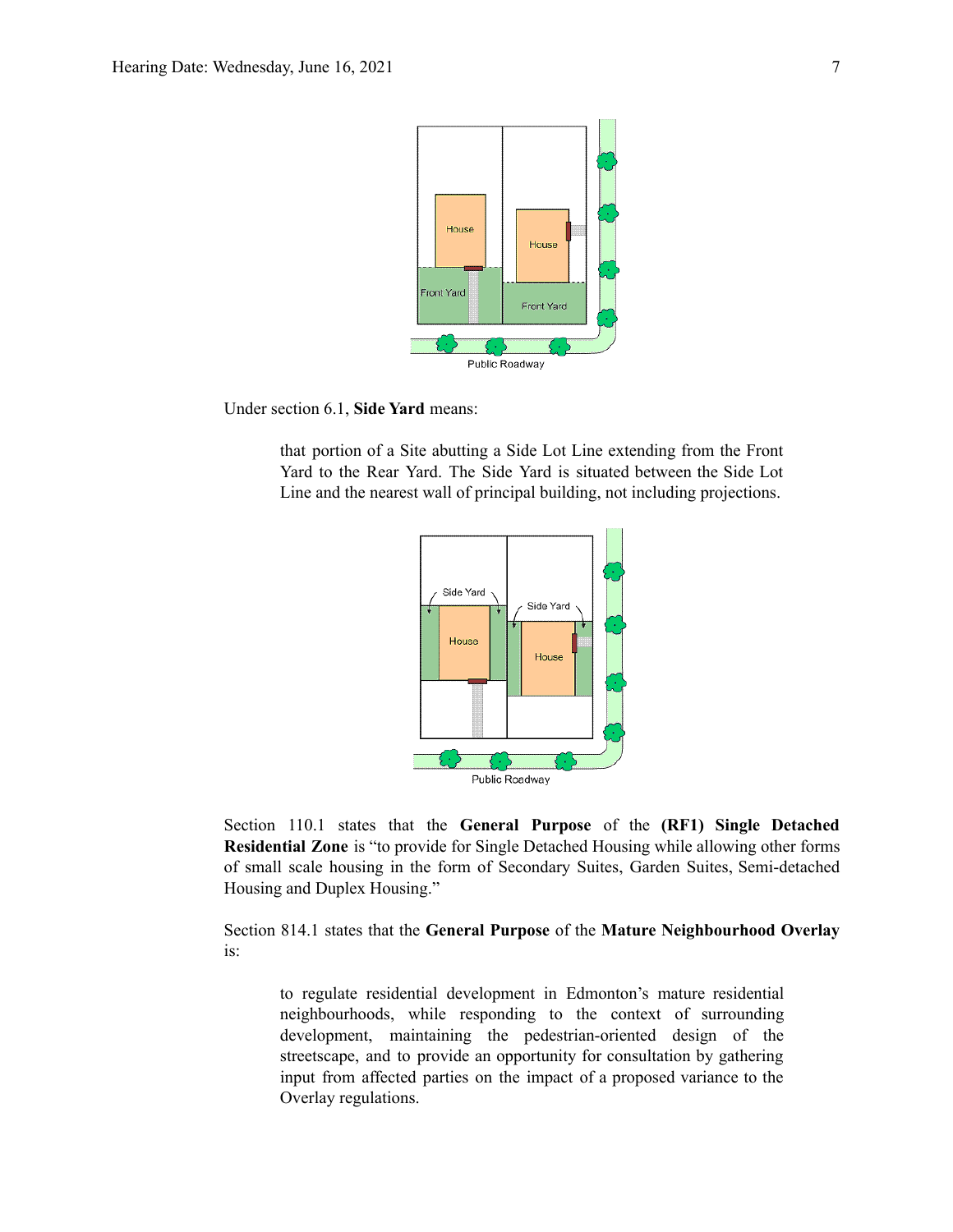Under section 6.1, **Side Yard** means:

> that portion of a Site abutting a Side Lot Line extending from the Front Yard to the Rear Yard. The Side Yard is situated between the Side Lot Line and the nearest wall of principal building, not including projections.

Section 110.1 states that the **General Purpose** of the **(RF1) Single Detached Residential Zone** is "to provide for Single Detached Housing while allowing other forms of small scale housing in the form of Secondary Suites, Garden Suites, Semi-detached Housing and Duplex Housing."

Section 814.1 states that the **General Purpose** of the **Mature Neighbourhood Overlay** is:

> to regulate residential development in Edmonton's mature residential neighbourhoods, while responding to the context of surrounding development, maintaining the pedestrian-oriented design of the streetscape, and to provide an opportunity for consultation by gathering input from affected parties on the impact of a proposed variance to the Overlay regulations.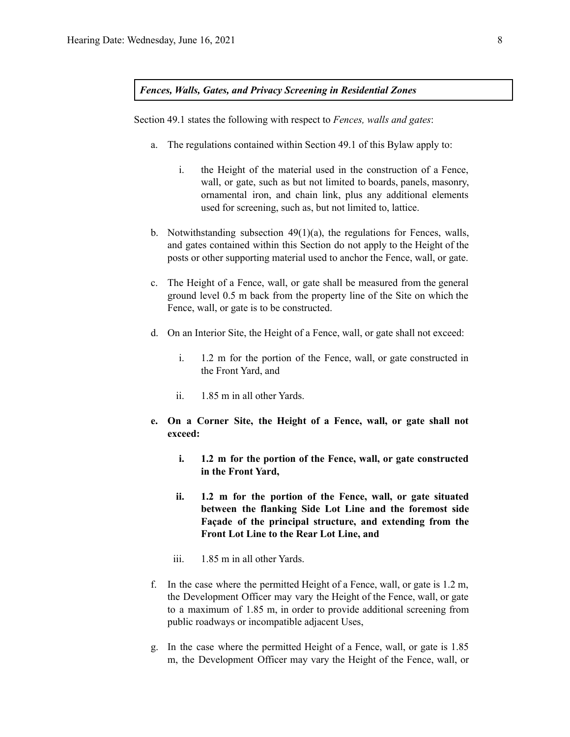***Fences, Walls, Gates, and Privacy Screening in Residential Zones***

Section 49.1 states the following with respect to *Fences, walls and gates*:

a. The regulations contained within Section 49.1 of this Bylaw apply to:

    i. the Height of the material used in the construction of a Fence, wall, or gate, such as but not limited to boards, panels, masonry, ornamental iron, and chain link, plus any additional elements used for screening, such as, but not limited to, lattice.

b. Notwithstanding subsection 49(1)(a), the regulations for Fences, walls, and gates contained within this Section do not apply to the Height of the posts or other supporting material used to anchor the Fence, wall, or gate.

c. The Height of a Fence, wall, or gate shall be measured from the general ground level 0.5 m back from the property line of the Site on which the Fence, wall, or gate is to be constructed.

d. On an Interior Site, the Height of a Fence, wall, or gate shall not exceed:

    i. 1.2 m for the portion of the Fence, wall, or gate constructed in the Front Yard, and

    ii. 1.85 m in all other Yards.

**e. On a Corner Site, the Height of a Fence, wall, or gate shall not exceed:**

   **i. 1.2 m for the portion of the Fence, wall, or gate constructed in the Front Yard,**

   **ii. 1.2 m for the portion of the Fence, wall, or gate situated between the flanking Side Lot Line and the foremost side Façade of the principal structure, and extending from the Front Lot Line to the Rear Lot Line, and**

   iii. 1.85 m in all other Yards.

f. In the case where the permitted Height of a Fence, wall, or gate is 1.2 m, the Development Officer may vary the Height of the Fence, wall, or gate to a maximum of 1.85 m, in order to provide additional screening from public roadways or incompatible adjacent Uses,

g. In the case where the permitted Height of a Fence, wall, or gate is 1.85 m, the Development Officer may vary the Height of the Fence, wall, or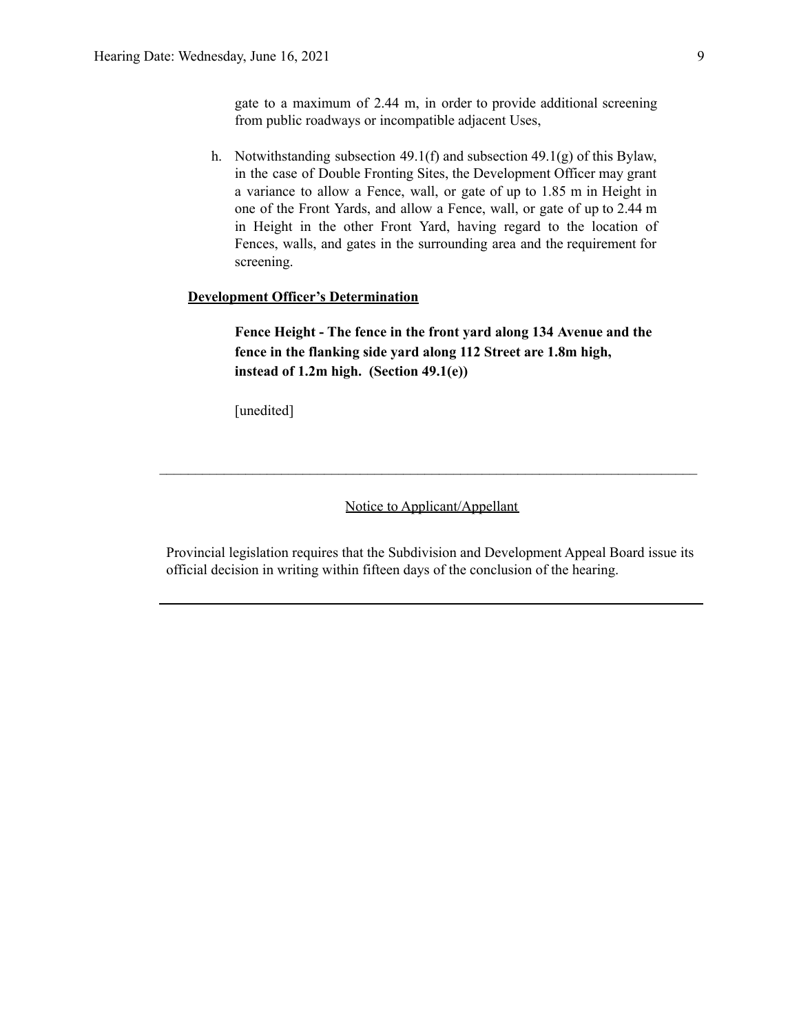gate to a maximum of 2.44 m, in order to provide additional screening from public roadways or incompatible adjacent Uses,

h. Notwithstanding subsection 49.1(f) and subsection 49.1(g) of this Bylaw, in the case of Double Fronting Sites, the Development Officer may grant a variance to allow a Fence, wall, or gate of up to 1.85 m in Height in one of the Front Yards, and allow a Fence, wall, or gate of up to 2.44 m in Height in the other Front Yard, having regard to the location of Fences, walls, and gates in the surrounding area and the requirement for screening.

**Development Officer's Determination**

**Fence Height - The fence in the front yard along 134 Avenue and the fence in the flanking side yard along 112 Street are 1.8m high, instead of 1.2m high. (Section 49.1(e))**

[unedited]

---

Notice to Applicant/Appellant

Provincial legislation requires that the Subdivision and Development Appeal Board issue its official decision in writing within fifteen days of the conclusion of the hearing.

---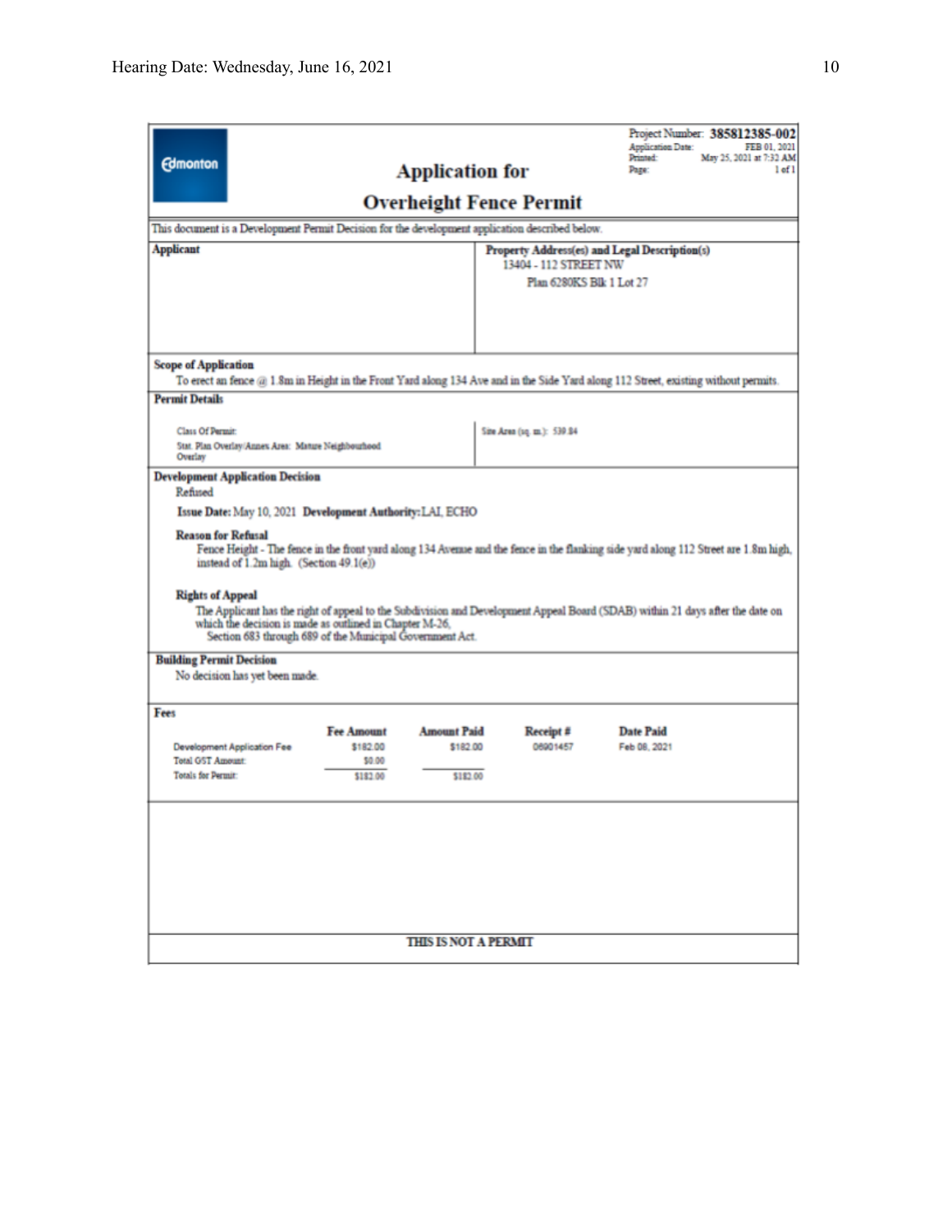Edmonton

# Application for Overheight Fence Permit

Project Number: **385812385-002**
Application Date: FEB 01, 2021
Printed: May 25, 2021 at 7:32 AM
Page: 1 of 1

This document is a Development Permit Decision for the development application described below.

**Applicant**

**Property Address(es) and Legal Description(s)**
13404 - 112 STREET NW
Plan 6280KS Blk 1 Lot 27

**Scope of Application**
To erect an fence @ 1.8m in Height in the Front Yard along 134 Ave and in the Side Yard along 112 Street, existing without permits.

**Permit Details**

Class Of Permit:
Stat. Plan Overlay/Annex Area: Mature Neighbourhood Overlay

Site Area (sq. m.): 539.84

**Development Application Decision**
Refused

**Issue Date:** May 10, 2021 **Development Authority:** LAI, ECHO

**Reason for Refusal**
Fence Height - The fence in the front yard along 134 Avenue and the fence in the flanking side yard along 112 Street are 1.8m high, instead of 1.2m high. (Section 49.1(e))

**Rights of Appeal**
The Applicant has the right of appeal to the Subdivision and Development Appeal Board (SDAB) within 21 days after the date on which the decision is made as outlined in Chapter M-26, Section 683 through 689 of the Municipal Government Act.

**Building Permit Decision**
No decision has yet been made.

**Fees**

| | Fee Amount | Amount Paid | Receipt # | Date Paid |
|---|---|---|---|---|
| Development Application Fee | $182.00 | $182.00 | 06901457 | Feb 08, 2021 |
| Total GST Amount: | $0.00 | | | |
| Totals for Permit: | $182.00 | $182.00 | | |

**THIS IS NOT A PERMIT**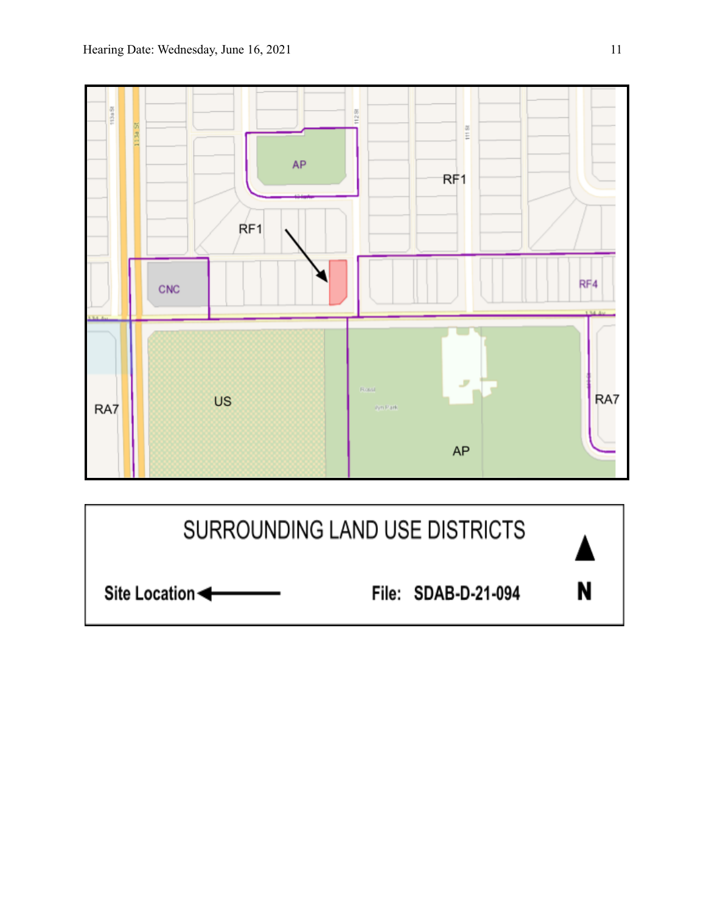RF1

AP

RF1

CNC

RF4

RA7

US

AP

RA7

SURROUNDING LAND USE DISTRICTS

Site Location ←

File: SDAB-D-21-094

N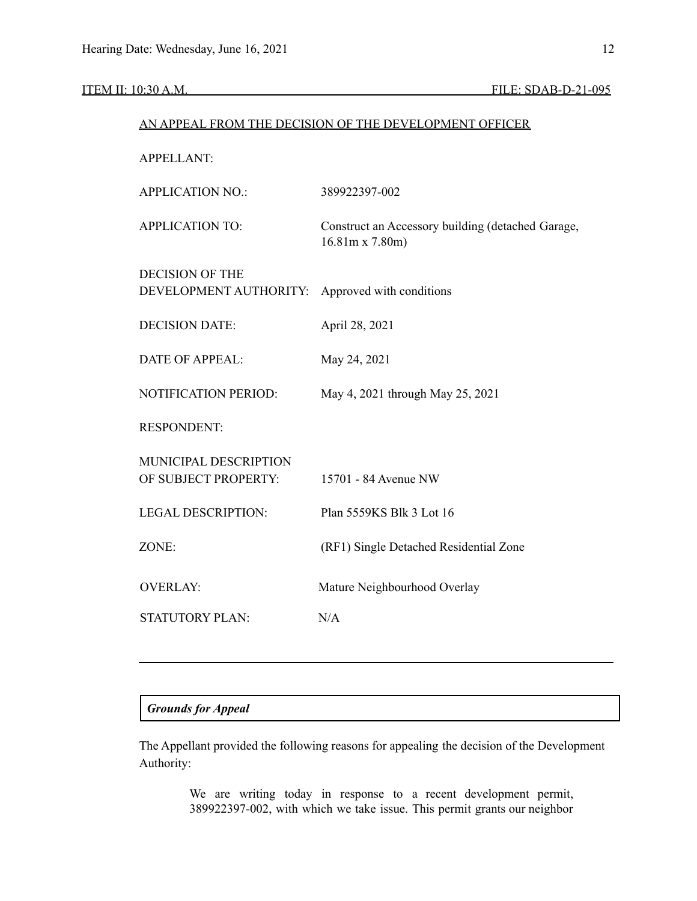ITEM II: 10:30 A.M. FILE: SDAB-D-21-095

AN APPEAL FROM THE DECISION OF THE DEVELOPMENT OFFICER

| | |
|---|---|
| APPELLANT: | |
| APPLICATION NO.: | 389922397-002 |
| APPLICATION TO: | Construct an Accessory building (detached Garage, 16.81m x 7.80m) |
| DECISION OF THE DEVELOPMENT AUTHORITY: | Approved with conditions |
| DECISION DATE: | April 28, 2021 |
| DATE OF APPEAL: | May 24, 2021 |
| NOTIFICATION PERIOD: | May 4, 2021 through May 25, 2021 |
| RESPONDENT: | |
| MUNICIPAL DESCRIPTION OF SUBJECT PROPERTY: | 15701 - 84 Avenue NW |
| LEGAL DESCRIPTION: | Plan 5559KS Blk 3 Lot 16 |
| ZONE: | (RF1) Single Detached Residential Zone |
| OVERLAY: | Mature Neighbourhood Overlay |
| STATUTORY PLAN: | N/A |

---

***Grounds for Appeal***

The Appellant provided the following reasons for appealing the decision of the Development Authority:

> We are writing today in response to a recent development permit, 389922397-002, with which we take issue. This permit grants our neighbor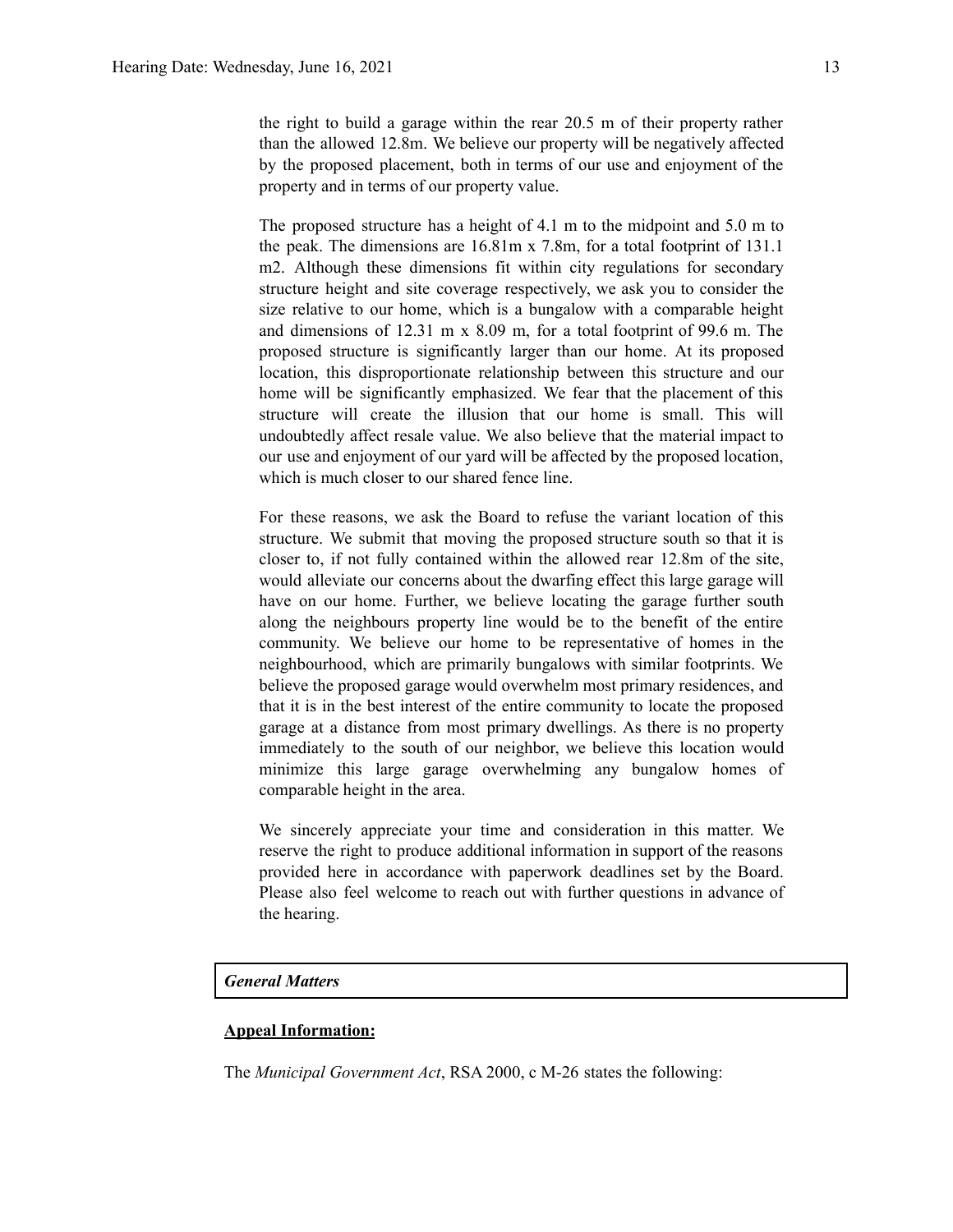the right to build a garage within the rear 20.5 m of their property rather than the allowed 12.8m. We believe our property will be negatively affected by the proposed placement, both in terms of our use and enjoyment of the property and in terms of our property value.

The proposed structure has a height of 4.1 m to the midpoint and 5.0 m to the peak. The dimensions are 16.81m x 7.8m, for a total footprint of 131.1 m2. Although these dimensions fit within city regulations for secondary structure height and site coverage respectively, we ask you to consider the size relative to our home, which is a bungalow with a comparable height and dimensions of 12.31 m x 8.09 m, for a total footprint of 99.6 m. The proposed structure is significantly larger than our home. At its proposed location, this disproportionate relationship between this structure and our home will be significantly emphasized. We fear that the placement of this structure will create the illusion that our home is small. This will undoubtedly affect resale value. We also believe that the material impact to our use and enjoyment of our yard will be affected by the proposed location, which is much closer to our shared fence line.

For these reasons, we ask the Board to refuse the variant location of this structure. We submit that moving the proposed structure south so that it is closer to, if not fully contained within the allowed rear 12.8m of the site, would alleviate our concerns about the dwarfing effect this large garage will have on our home. Further, we believe locating the garage further south along the neighbours property line would be to the benefit of the entire community. We believe our home to be representative of homes in the neighbourhood, which are primarily bungalows with similar footprints. We believe the proposed garage would overwhelm most primary residences, and that it is in the best interest of the entire community to locate the proposed garage at a distance from most primary dwellings. As there is no property immediately to the south of our neighbor, we believe this location would minimize this large garage overwhelming any bungalow homes of comparable height in the area.

We sincerely appreciate your time and consideration in this matter. We reserve the right to produce additional information in support of the reasons provided here in accordance with paperwork deadlines set by the Board. Please also feel welcome to reach out with further questions in advance of the hearing.

***General Matters***

**Appeal Information:**

The *Municipal Government Act*, RSA 2000, c M-26 states the following: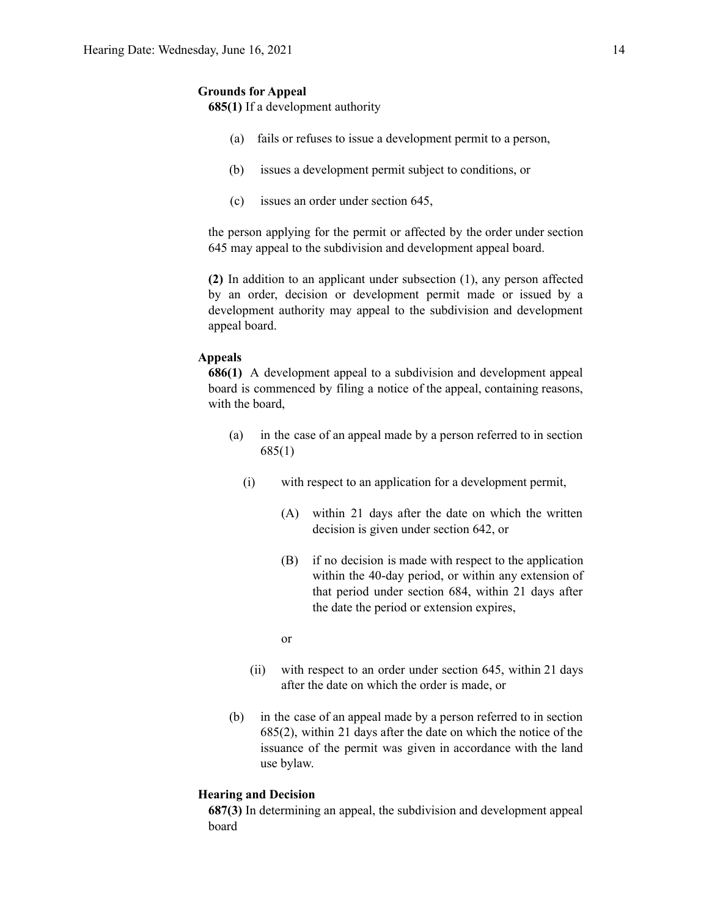**Grounds for Appeal**

**685(1)** If a development authority

(a) fails or refuses to issue a development permit to a person,

(b) issues a development permit subject to conditions, or

(c) issues an order under section 645,

the person applying for the permit or affected by the order under section 645 may appeal to the subdivision and development appeal board.

**(2)** In addition to an applicant under subsection (1), any person affected by an order, decision or development permit made or issued by a development authority may appeal to the subdivision and development appeal board.

**Appeals**

**686(1)** A development appeal to a subdivision and development appeal board is commenced by filing a notice of the appeal, containing reasons, with the board,

(a) in the case of an appeal made by a person referred to in section 685(1)

(i) with respect to an application for a development permit,

(A) within 21 days after the date on which the written decision is given under section 642, or

(B) if no decision is made with respect to the application within the 40-day period, or within any extension of that period under section 684, within 21 days after the date the period or extension expires,

or

(ii) with respect to an order under section 645, within 21 days after the date on which the order is made, or

(b) in the case of an appeal made by a person referred to in section 685(2), within 21 days after the date on which the notice of the issuance of the permit was given in accordance with the land use bylaw.

**Hearing and Decision**

**687(3)** In determining an appeal, the subdivision and development appeal board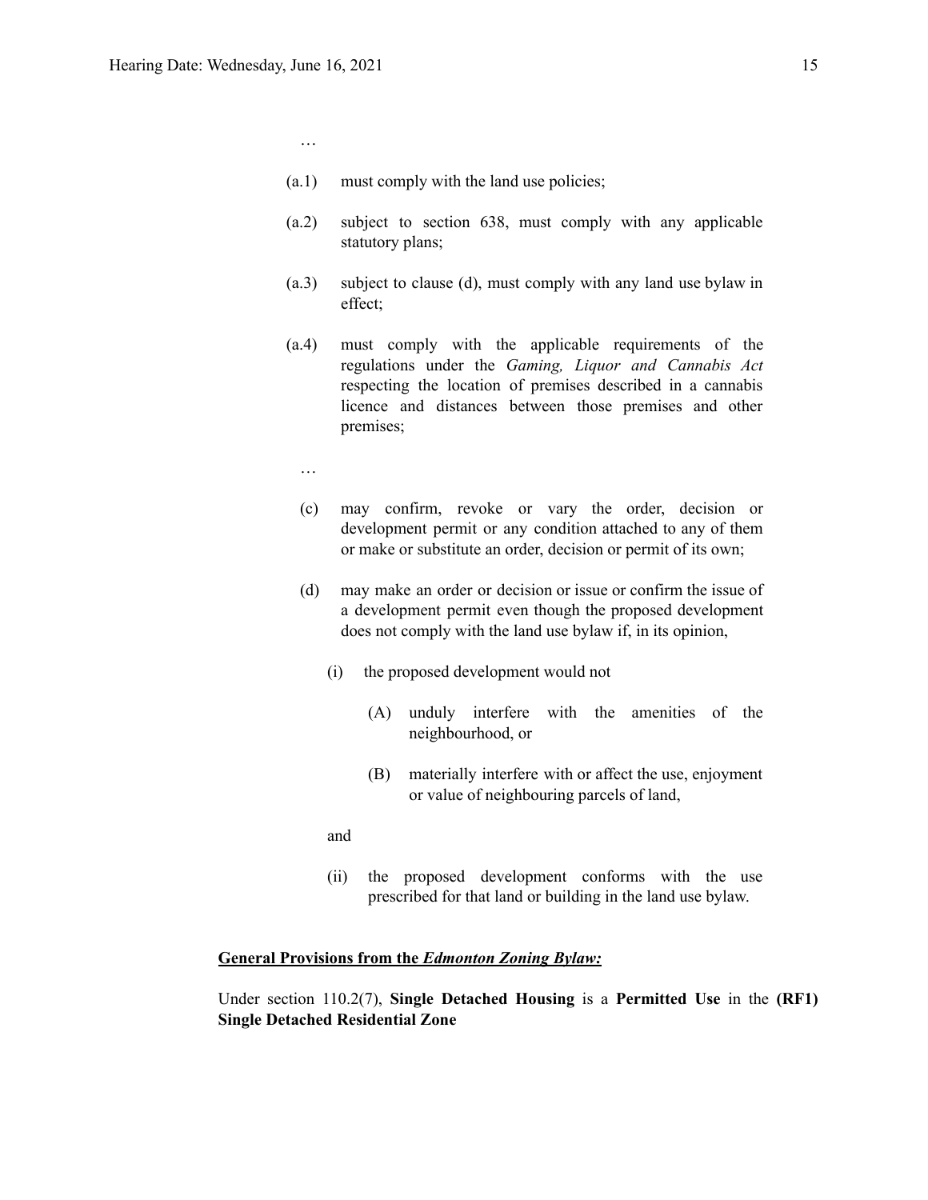…

(a.1) must comply with the land use policies;

(a.2) subject to section 638, must comply with any applicable statutory plans;

(a.3) subject to clause (d), must comply with any land use bylaw in effect;

(a.4) must comply with the applicable requirements of the regulations under the *Gaming, Liquor and Cannabis Act* respecting the location of premises described in a cannabis licence and distances between those premises and other premises;

…

(c) may confirm, revoke or vary the order, decision or development permit or any condition attached to any of them or make or substitute an order, decision or permit of its own;

(d) may make an order or decision or issue or confirm the issue of a development permit even though the proposed development does not comply with the land use bylaw if, in its opinion,

(i) the proposed development would not

(A) unduly interfere with the amenities of the neighbourhood, or

(B) materially interfere with or affect the use, enjoyment or value of neighbouring parcels of land,

and

(ii) the proposed development conforms with the use prescribed for that land or building in the land use bylaw.

**<u>General Provisions from the *Edmonton Zoning Bylaw:*</u>**

Under section 110.2(7), **Single Detached Housing** is a **Permitted Use** in the **(RF1) Single Detached Residential Zone**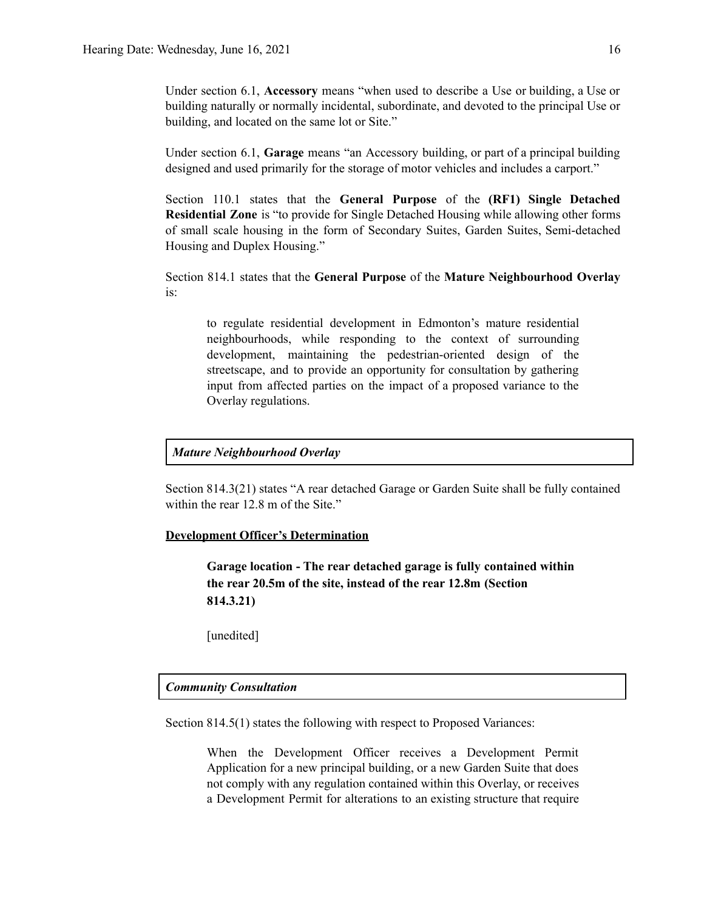Under section 6.1, **Accessory** means "when used to describe a Use or building, a Use or building naturally or normally incidental, subordinate, and devoted to the principal Use or building, and located on the same lot or Site."

Under section 6.1, **Garage** means "an Accessory building, or part of a principal building designed and used primarily for the storage of motor vehicles and includes a carport."

Section 110.1 states that the **General Purpose** of the **(RF1) Single Detached Residential Zone** is "to provide for Single Detached Housing while allowing other forms of small scale housing in the form of Secondary Suites, Garden Suites, Semi-detached Housing and Duplex Housing."

Section 814.1 states that the **General Purpose** of the **Mature Neighbourhood Overlay** is:

> to regulate residential development in Edmonton's mature residential neighbourhoods, while responding to the context of surrounding development, maintaining the pedestrian-oriented design of the streetscape, and to provide an opportunity for consultation by gathering input from affected parties on the impact of a proposed variance to the Overlay regulations.

***Mature Neighbourhood Overlay***

Section 814.3(21) states "A rear detached Garage or Garden Suite shall be fully contained within the rear 12.8 m of the Site."

**Development Officer's Determination**

> **Garage location - The rear detached garage is fully contained within the rear 20.5m of the site, instead of the rear 12.8m (Section 814.3.21)**
>
> [unedited]

***Community Consultation***

Section 814.5(1) states the following with respect to Proposed Variances:

> When the Development Officer receives a Development Permit Application for a new principal building, or a new Garden Suite that does not comply with any regulation contained within this Overlay, or receives a Development Permit for alterations to an existing structure that require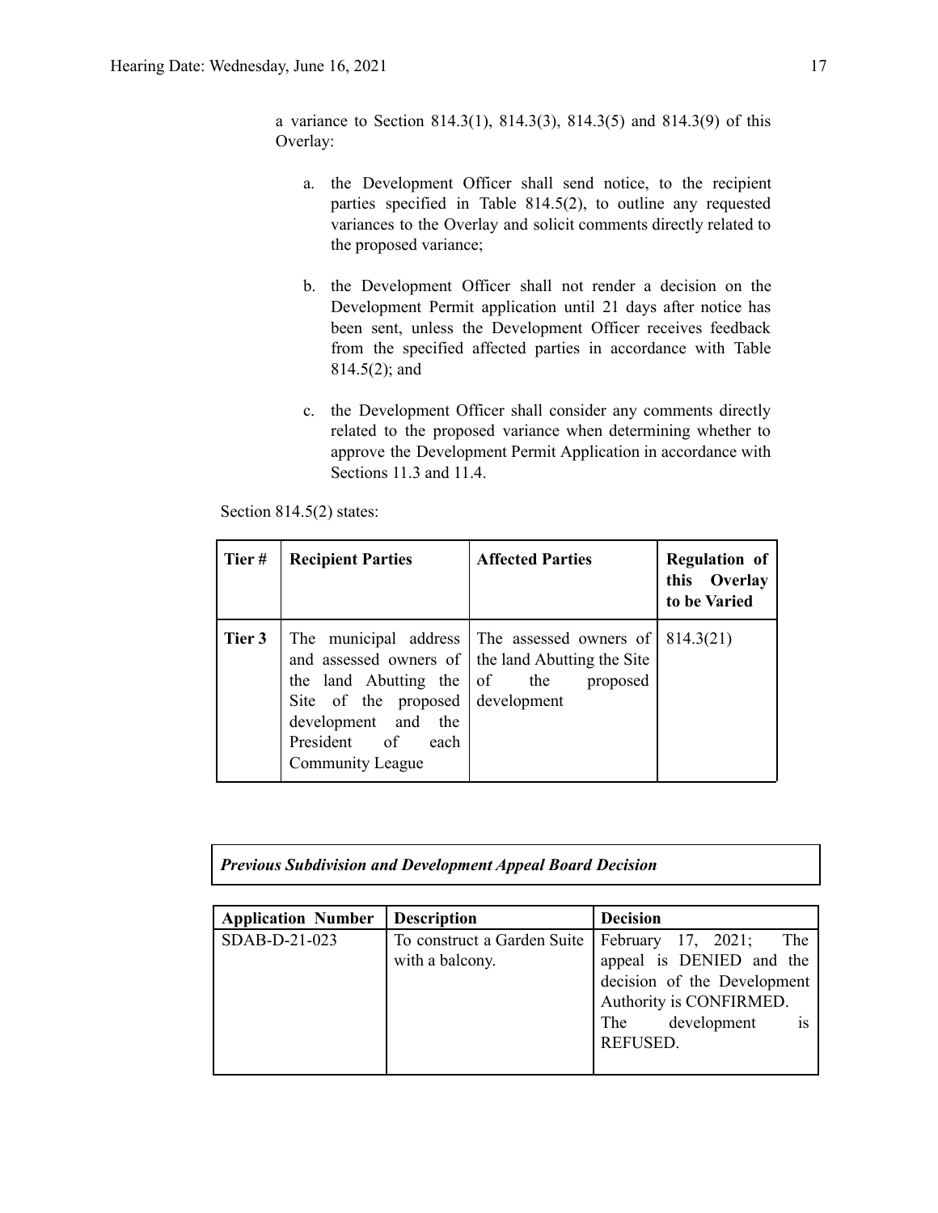a variance to Section 814.3(1), 814.3(3), 814.3(5) and 814.3(9) of this Overlay:

a. the Development Officer shall send notice, to the recipient parties specified in Table 814.5(2), to outline any requested variances to the Overlay and solicit comments directly related to the proposed variance;

b. the Development Officer shall not render a decision on the Development Permit application until 21 days after notice has been sent, unless the Development Officer receives feedback from the specified affected parties in accordance with Table 814.5(2); and

c. the Development Officer shall consider any comments directly related to the proposed variance when determining whether to approve the Development Permit Application in accordance with Sections 11.3 and 11.4.

Section 814.5(2) states:

| Tier # | Recipient Parties | Affected Parties | Regulation of this Overlay to be Varied |
|---|---|---|---|
| Tier 3 | The municipal address and assessed owners of the land Abutting the Site of the proposed development and the President of each Community League | The assessed owners of the land Abutting the Site of the proposed development | 814.3(21) |

***Previous Subdivision and Development Appeal Board Decision***

| Application Number | Description | Decision |
|---|---|---|
| SDAB-D-21-023 | To construct a Garden Suite with a balcony. | February 17, 2021; The appeal is DENIED and the decision of the Development Authority is CONFIRMED. The development is REFUSED. |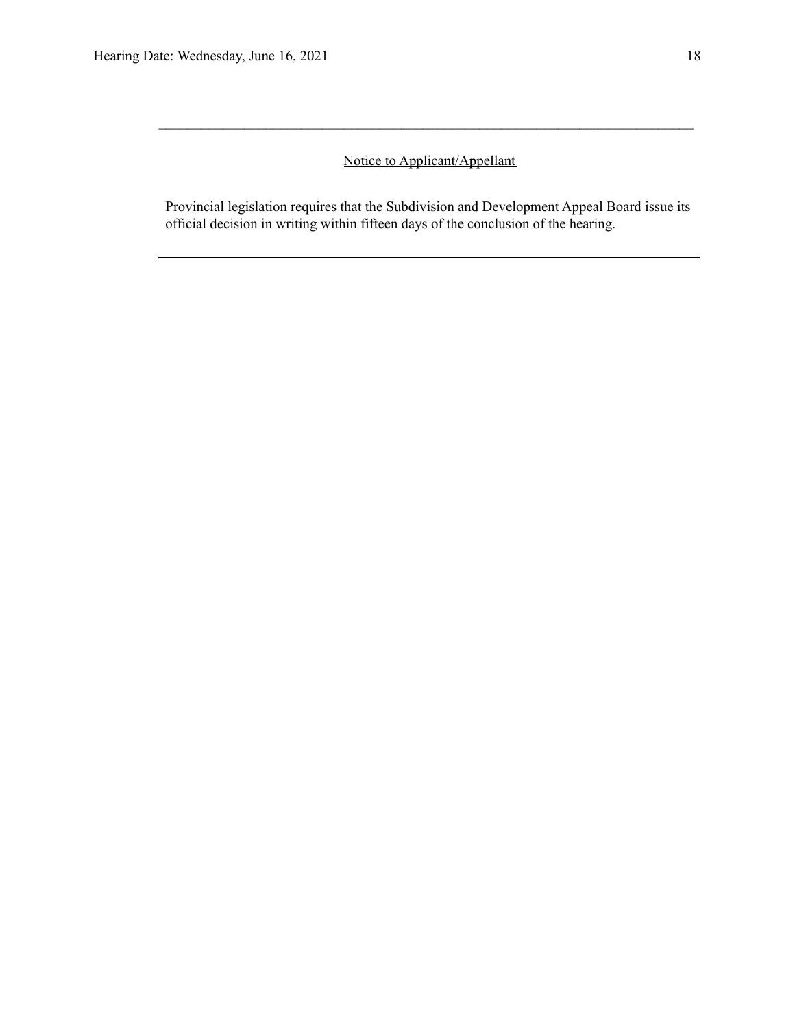---

<u>Notice to Applicant/Appellant</u>

Provincial legislation requires that the Subdivision and Development Appeal Board issue its official decision in writing within fifteen days of the conclusion of the hearing.

---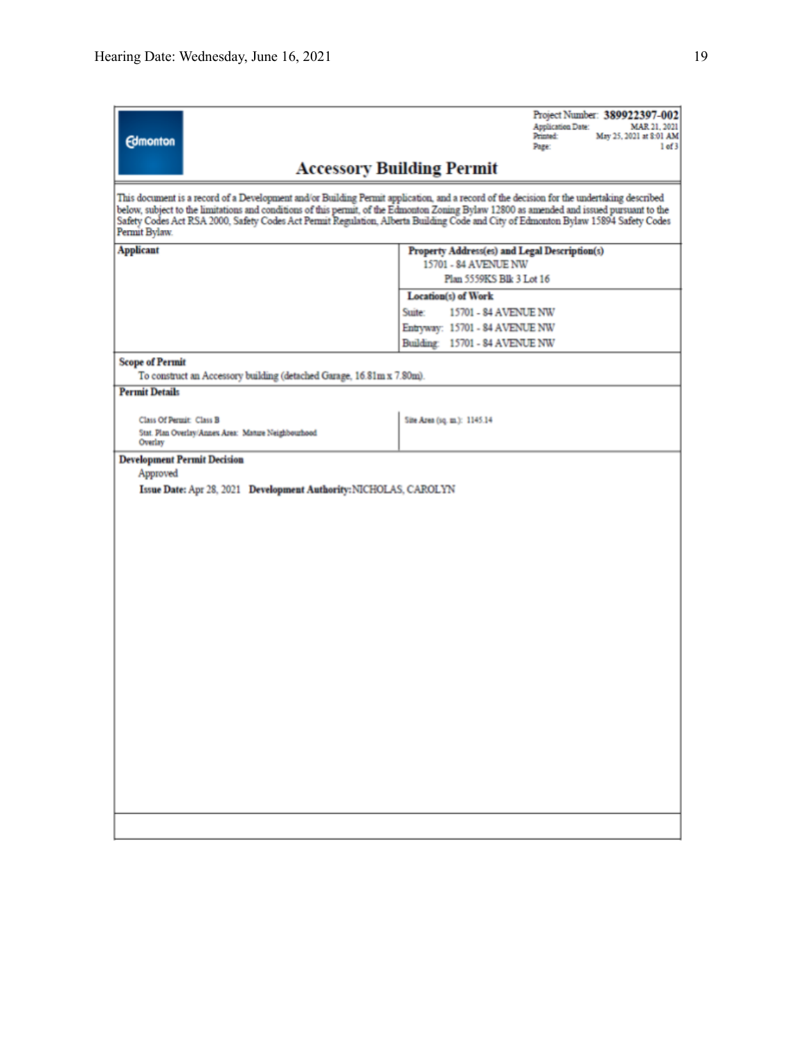Project Number: **389922397-002**
Application Date: MAR 21, 2021
Printed: May 25, 2021 at 8:01 AM
Page: 1 of 3

Edmonton

# Accessory Building Permit

This document is a record of a Development and/or Building Permit application, and a record of the decision for the undertaking described below, subject to the limitations and conditions of this permit, of the Edmonton Zoning Bylaw 12800 as amended and issued pursuant to the Safety Codes Act RSA 2000, Safety Codes Act Permit Regulation, Alberta Building Code and City of Edmonton Bylaw 15894 Safety Codes Permit Bylaw.

| **Applicant** | **Property Address(es) and Legal Description(s)** |
|---|---|
| | 15701 - 84 AVENUE NW<br>Plan 5559KS Blk 3 Lot 16 |
| | **Location(s) of Work**<br>Suite: 15701 - 84 AVENUE NW<br>Entryway: 15701 - 84 AVENUE NW<br>Building: 15701 - 84 AVENUE NW |

**Scope of Permit**

To construct an Accessory building (detached Garage, 16.81m x 7.80m).

**Permit Details**

| | |
|---|---|
| Class Of Permit: Class B | Site Area (sq. m.): 1145.14 |
| Stat. Plan Overlay/Annex Area: Mature Neighbourhood Overlay | |

**Development Permit Decision**

Approved

**Issue Date:** Apr 28, 2021 **Development Authority:** NICHOLAS, CAROLYN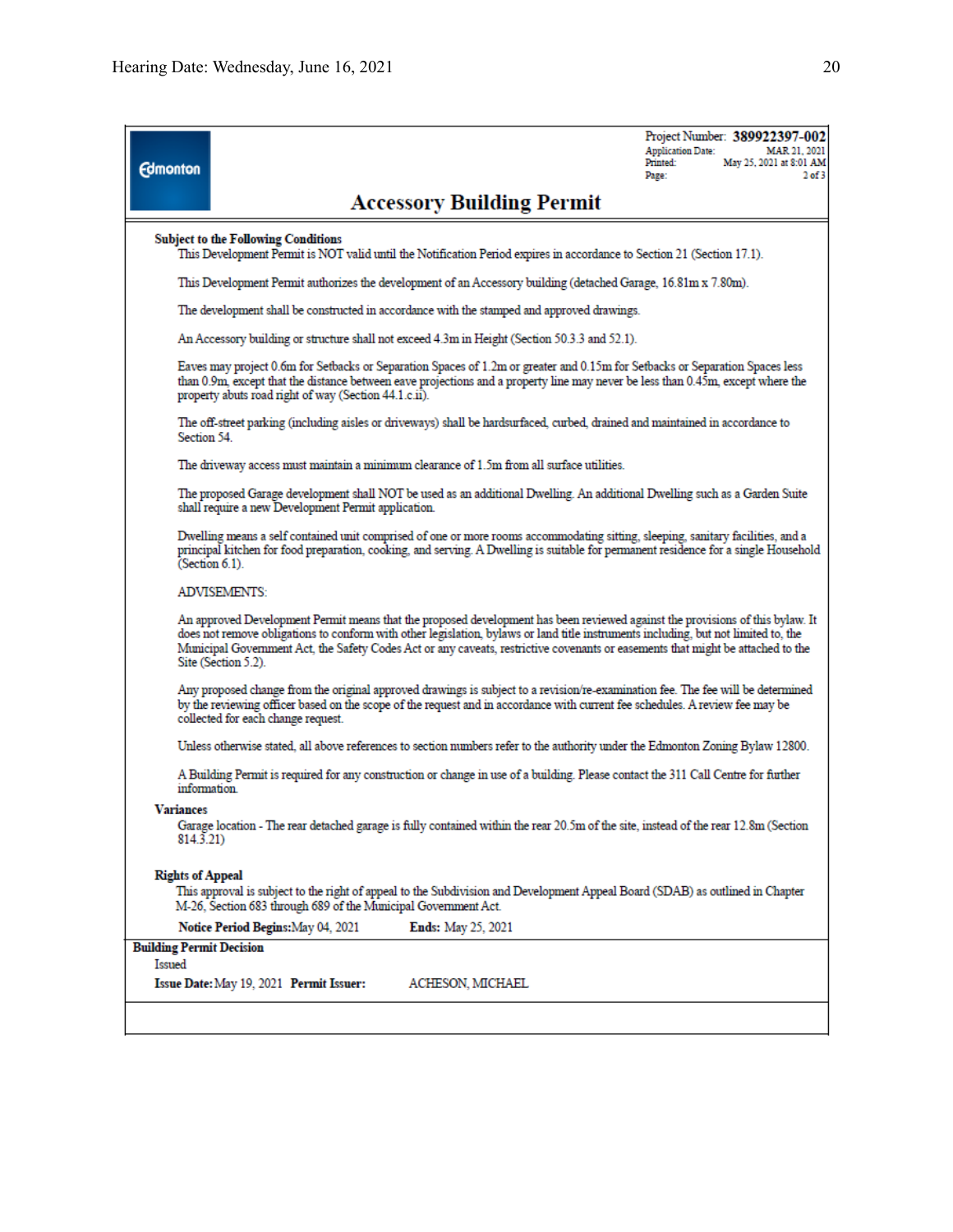Edmonton

Project Number: **389922397-002**
Application Date: MAR 21, 2021
Printed: May 25, 2021 at 8:01 AM
Page: 2 of 3

# Accessory Building Permit

**Subject to the Following Conditions**

This Development Permit is NOT valid until the Notification Period expires in accordance to Section 21 (Section 17.1).

This Development Permit authorizes the development of an Accessory building (detached Garage, 16.81m x 7.80m).

The development shall be constructed in accordance with the stamped and approved drawings.

An Accessory building or structure shall not exceed 4.3m in Height (Section 50.3.3 and 52.1).

Eaves may project 0.6m for Setbacks or Separation Spaces of 1.2m or greater and 0.15m for Setbacks or Separation Spaces less than 0.9m, except that the distance between eave projections and a property line may never be less than 0.45m, except where the property abuts road right of way (Section 44.1.c.ii).

The off-street parking (including aisles or driveways) shall be hardsurfaced, curbed, drained and maintained in accordance to Section 54.

The driveway access must maintain a minimum clearance of 1.5m from all surface utilities.

The proposed Garage development shall NOT be used as an additional Dwelling. An additional Dwelling such as a Garden Suite shall require a new Development Permit application.

Dwelling means a self contained unit comprised of one or more rooms accommodating sitting, sleeping, sanitary facilities, and a principal kitchen for food preparation, cooking, and serving. A Dwelling is suitable for permanent residence for a single Household (Section 6.1).

ADVISEMENTS:

An approved Development Permit means that the proposed development has been reviewed against the provisions of this bylaw. It does not remove obligations to conform with other legislation, bylaws or land title instruments including, but not limited to, the Municipal Government Act, the Safety Codes Act or any caveats, restrictive covenants or easements that might be attached to the Site (Section 5.2).

Any proposed change from the original approved drawings is subject to a revision/re-examination fee. The fee will be determined by the reviewing officer based on the scope of the request and in accordance with current fee schedules. A review fee may be collected for each change request.

Unless otherwise stated, all above references to section numbers refer to the authority under the Edmonton Zoning Bylaw 12800.

A Building Permit is required for any construction or change in use of a building. Please contact the 311 Call Centre for further information.

**Variances**

Garage location - The rear detached garage is fully contained within the rear 20.5m of the site, instead of the rear 12.8m (Section 814.3.21)

**Rights of Appeal**

This approval is subject to the right of appeal to the Subdivision and Development Appeal Board (SDAB) as outlined in Chapter M-26, Section 683 through 689 of the Municipal Government Act.

**Notice Period Begins:** May 04, 2021 **Ends:** May 25, 2021

**Building Permit Decision**

Issued

**Issue Date:** May 19, 2021 **Permit Issuer:** ACHESON, MICHAEL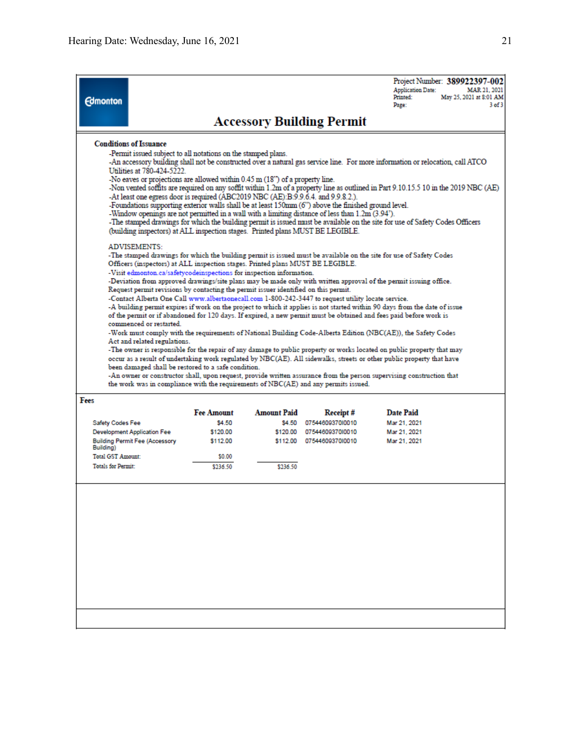Edmonton

Project Number: **389922397-002**
Application Date: MAR 21, 2021
Printed: May 25, 2021 at 8:01 AM
Page: 3 of 3

# Accessory Building Permit

**Conditions of Issuance**

-Permit issued subject to all notations on the stamped plans.
-An accessory building shall not be constructed over a natural gas service line. For more information or relocation, call ATCO Utilities at 780-424-5222.
-No eaves or projections are allowed within 0.45 m (18") of a property line.
-Non vented soffits are required on any soffit within 1.2m of a property line as outlined in Part 9.10.15.5 10 in the 2019 NBC (AE)
-At least one egress door is required (ABC2019 NBC (AE):B:9.9.6.4. and 9.9.8.2.).
-Foundations supporting exterior walls shall be at least 150mm (6") above the finished ground level.
-Window openings are not permitted in a wall with a limiting distance of less than 1.2m (3.94').
-The stamped drawings for which the building permit is issued must be available on the site for use of Safety Codes Officers (building inspectors) at ALL inspection stages. Printed plans MUST BE LEGIBLE.

ADVISEMENTS:
-The stamped drawings for which the building permit is issued must be available on the site for use of Safety Codes Officers (inspectors) at ALL inspection stages. Printed plans MUST BE LEGIBLE.
-Visit edmonton.ca/safetycodeinspections for inspection information.
-Deviation from approved drawings/site plans may be made only with written approval of the permit issuing office. Request permit revisions by contacting the permit issuer identified on this permit.
-Contact Alberta One Call www.albertaonecall.com 1-800-242-3447 to request utility locate service.
-A building permit expires if work on the project to which it applies is not started within 90 days from the date of issue of the permit or if abandoned for 120 days. If expired, a new permit must be obtained and fees paid before work is commenced or restarted.
-Work must comply with the requirements of National Building Code-Alberta Edition (NBC(AE)), the Safety Codes Act and related regulations.
-The owner is responsible for the repair of any damage to public property or works located on public property that may occur as a result of undertaking work regulated by NBC(AE). All sidewalks, streets or other public property that have been damaged shall be restored to a safe condition.
-An owner or constructor shall, upon request, provide written assurance from the person supervising construction that the work was in compliance with the requirements of NBC(AE) and any permits issued.

**Fees**

| | Fee Amount | Amount Paid | Receipt # | Date Paid |
|---|---|---|---|---|
| Safety Codes Fee | $4.50 | $4.50 | 07544609370I0010 | Mar 21, 2021 |
| Development Application Fee | $120.00 | $120.00 | 07544609370I0010 | Mar 21, 2021 |
| Building Permit Fee (Accessory Building) | $112.00 | $112.00 | 07544609370I0010 | Mar 21, 2021 |
| Total GST Amount: | $0.00 | | | |
| Totals for Permit: | $236.50 | $236.50 | | |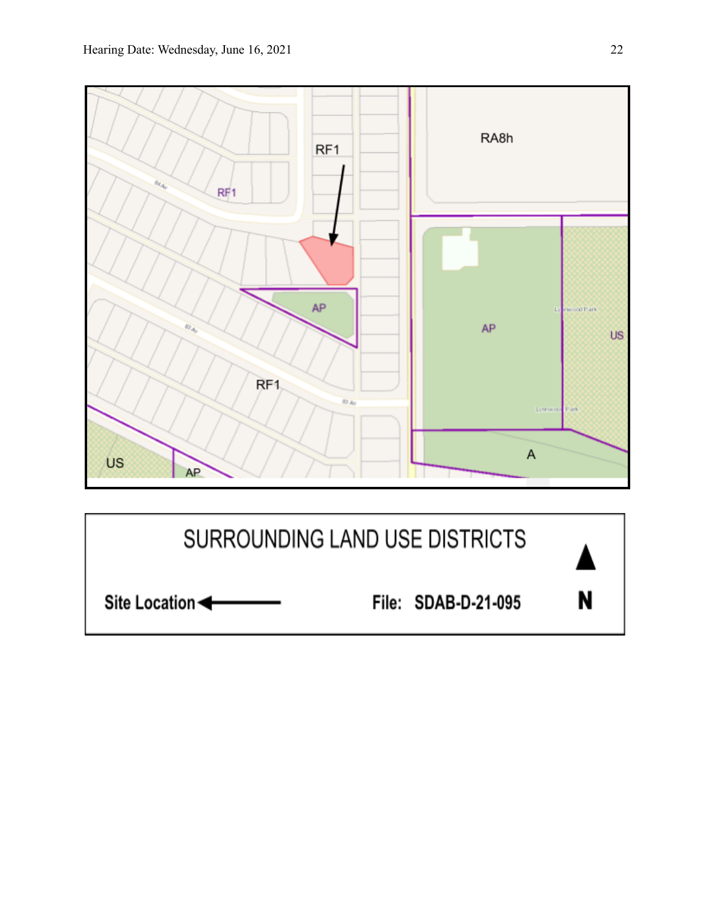RA8h

RF1

RF1

AP

AP

US

RF1

US

AP

A

Lynnwood Park

84 Av

83 Av

SURROUNDING LAND USE DISTRICTS

Site Location

File: SDAB-D-21-095

N